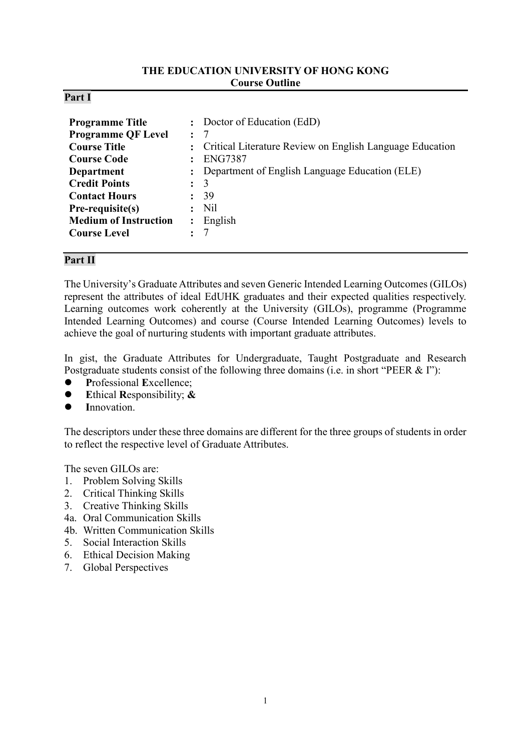**THE EDUCATION UNIVERSITY OF HONG KONG**
**Course Outline**

## Part I

| | | |
|---|---|---|
| **Programme Title** | : | Doctor of Education (EdD) |
| **Programme QF Level** | : | 7 |
| **Course Title** | : | Critical Literature Review on English Language Education |
| **Course Code** | : | ENG7387 |
| **Department** | : | Department of English Language Education (ELE) |
| **Credit Points** | : | 3 |
| **Contact Hours** | : | 39 |
| **Pre-requisite(s)** | : | Nil |
| **Medium of Instruction** | : | English |
| **Course Level** | : | 7 |

## Part II

The University's Graduate Attributes and seven Generic Intended Learning Outcomes (GILOs) represent the attributes of ideal EdUHK graduates and their expected qualities respectively. Learning outcomes work coherently at the University (GILOs), programme (Programme Intended Learning Outcomes) and course (Course Intended Learning Outcomes) levels to achieve the goal of nurturing students with important graduate attributes.

In gist, the Graduate Attributes for Undergraduate, Taught Postgraduate and Research Postgraduate students consist of the following three domains (i.e. in short "PEER & I"):

- **P**rofessional **E**xcellence;
- **E**thical **R**esponsibility; **&**
- **I**nnovation.

The descriptors under these three domains are different for the three groups of students in order to reflect the respective level of Graduate Attributes.

The seven GILOs are:

1. Problem Solving Skills
2. Critical Thinking Skills
3. Creative Thinking Skills

4a. Oral Communication Skills
4b. Written Communication Skills

5. Social Interaction Skills
6. Ethical Decision Making
7. Global Perspectives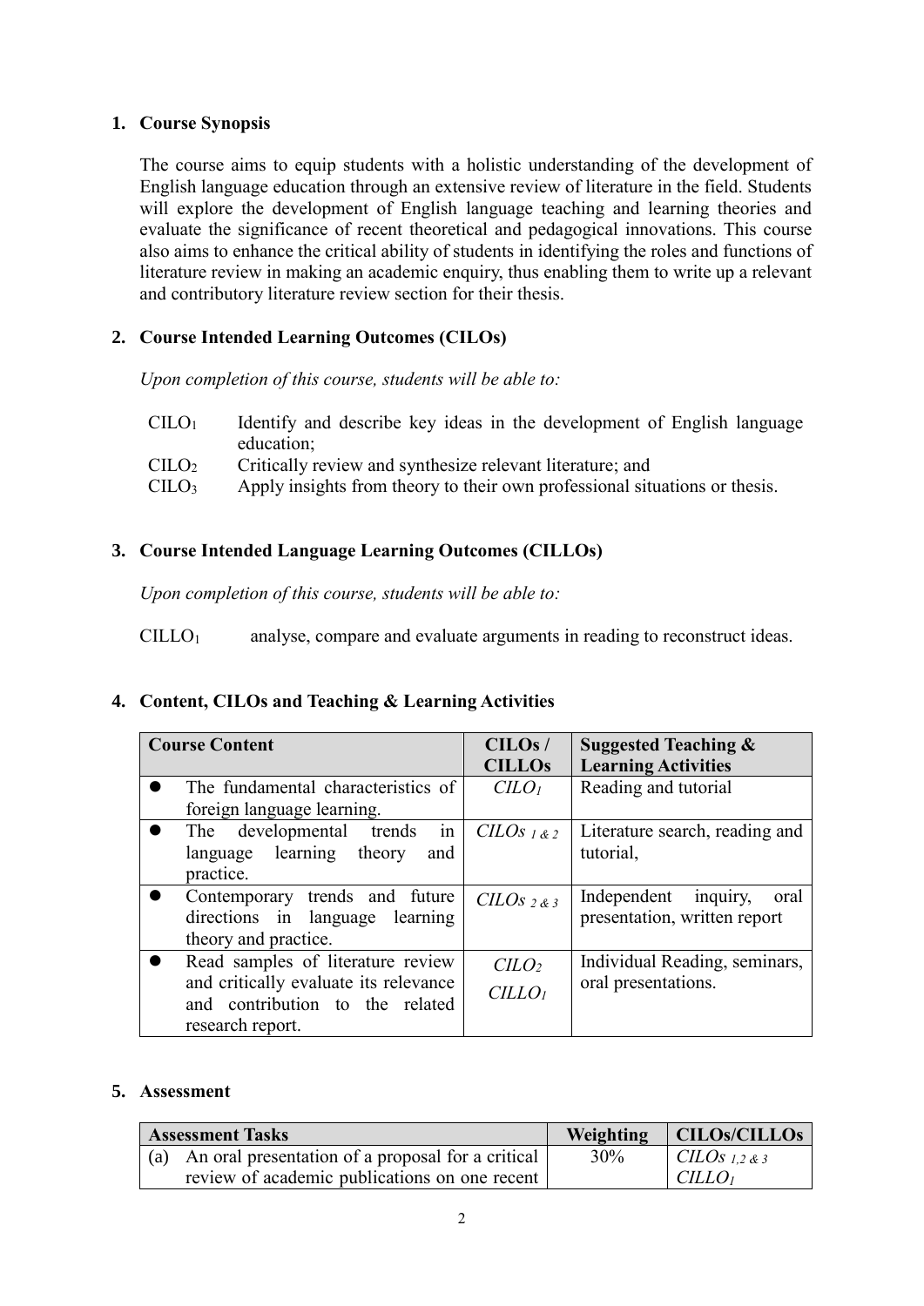## 1. Course Synopsis

The course aims to equip students with a holistic understanding of the development of English language education through an extensive review of literature in the field. Students will explore the development of English language teaching and learning theories and evaluate the significance of recent theoretical and pedagogical innovations. This course also aims to enhance the critical ability of students in identifying the roles and functions of literature review in making an academic enquiry, thus enabling them to write up a relevant and contributory literature review section for their thesis.

## 2. Course Intended Learning Outcomes (CILOs)

*Upon completion of this course, students will be able to:*

| | |
|---|---|
| $CILO_1$ | Identify and describe key ideas in the development of English language education; |
| $CILO_2$ | Critically review and synthesize relevant literature; and |
| $CILO_3$ | Apply insights from theory to their own professional situations or thesis. |

## 3. Course Intended Language Learning Outcomes (CILLOs)

*Upon completion of this course, students will be able to:*

$CILLO_1$ analyse, compare and evaluate arguments in reading to reconstruct ideas.

## 4. Content, CILOs and Teaching & Learning Activities

| Course Content | CILOs / CILLOs | Suggested Teaching & Learning Activities |
|---|---|---|
| • The fundamental characteristics of foreign language learning. | *$CILO_1$* | Reading and tutorial |
| • The developmental trends in language learning theory and practice. | *$CILOs_{1\ \&\ 2}$* | Literature search, reading and tutorial, |
| • Contemporary trends and future directions in language learning theory and practice. | *$CILOs_{2\ \&\ 3}$* | Independent inquiry, oral presentation, written report |
| • Read samples of literature review and critically evaluate its relevance and contribution to the related research report. | *$CILO_2$* *$CILLO_1$* | Individual Reading, seminars, oral presentations. |

## 5. Assessment

| Assessment Tasks | Weighting | CILOs/CILLOs |
|---|---|---|
| (a) An oral presentation of a proposal for a critical review of academic publications on one recent | 30% | *$CILOs_{1,2\ \&\ 3}$* *$CILLO_1$* |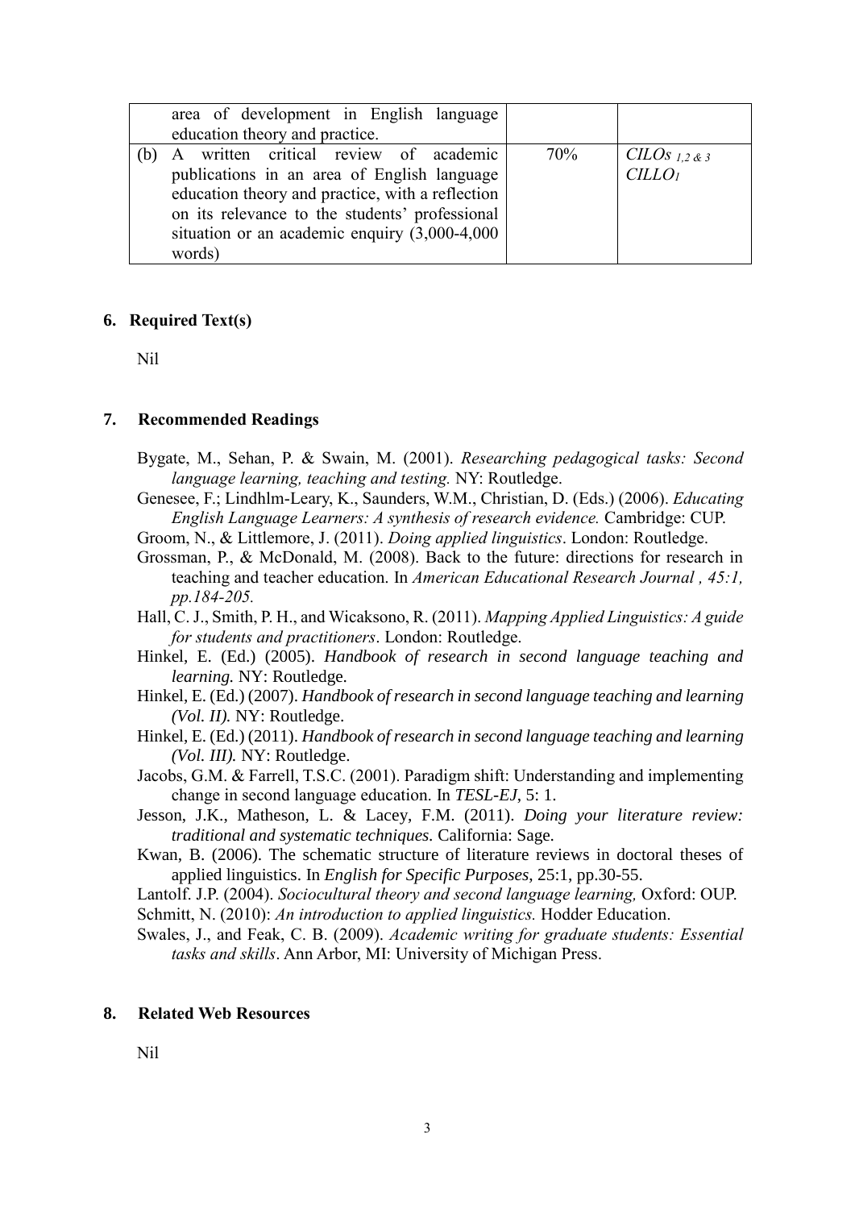|  | area of development in English language education theory and practice. |  |  |
| --- | --- | --- | --- |
| (b) | A written critical review of academic publications in an area of English language education theory and practice, with a reflection on its relevance to the students' professional situation or an academic enquiry (3,000-4,000 words) | 70% | *CILOs* $_{1,2\ \&\ 3}$ *CILLO* $_1$ |

## 6. Required Text(s)

Nil

## 7. Recommended Readings

Bygate, M., Sehan, P. & Swain, M. (2001). *Researching pedagogical tasks: Second language learning, teaching and testing.* NY: Routledge.

Genesee, F.; Lindhlm-Leary, K., Saunders, W.M., Christian, D. (Eds.) (2006). *Educating English Language Learners: A synthesis of research evidence.* Cambridge: CUP.

Groom, N., & Littlemore, J. (2011). *Doing applied linguistics*. London: Routledge.

Grossman, P., & McDonald, M. (2008). Back to the future: directions for research in teaching and teacher education. In *American Educational Research Journal , 45:1, pp.184-205.*

Hall, C. J., Smith, P. H., and Wicaksono, R. (2011). *Mapping Applied Linguistics: A guide for students and practitioners*. London: Routledge.

Hinkel, E. (Ed.) (2005). *Handbook of research in second language teaching and learning.* NY: Routledge.

Hinkel, E. (Ed.) (2007). *Handbook of research in second language teaching and learning (Vol. II).* NY: Routledge.

Hinkel, E. (Ed.) (2011). *Handbook of research in second language teaching and learning (Vol. III).* NY: Routledge.

Jacobs, G.M. & Farrell, T.S.C. (2001). Paradigm shift: Understanding and implementing change in second language education. In *TESL-EJ*, 5: 1.

Jesson, J.K., Matheson, L. & Lacey, F.M. (2011). *Doing your literature review: traditional and systematic techniques.* California: Sage.

Kwan, B. (2006). The schematic structure of literature reviews in doctoral theses of applied linguistics. In *English for Specific Purposes*, 25:1, pp.30-55.

Lantolf. J.P. (2004). *Sociocultural theory and second language learning,* Oxford: OUP.

Schmitt, N. (2010): *An introduction to applied linguistics.* Hodder Education.

Swales, J., and Feak, C. B. (2009). *Academic writing for graduate students: Essential tasks and skills*. Ann Arbor, MI: University of Michigan Press.

## 8. Related Web Resources

Nil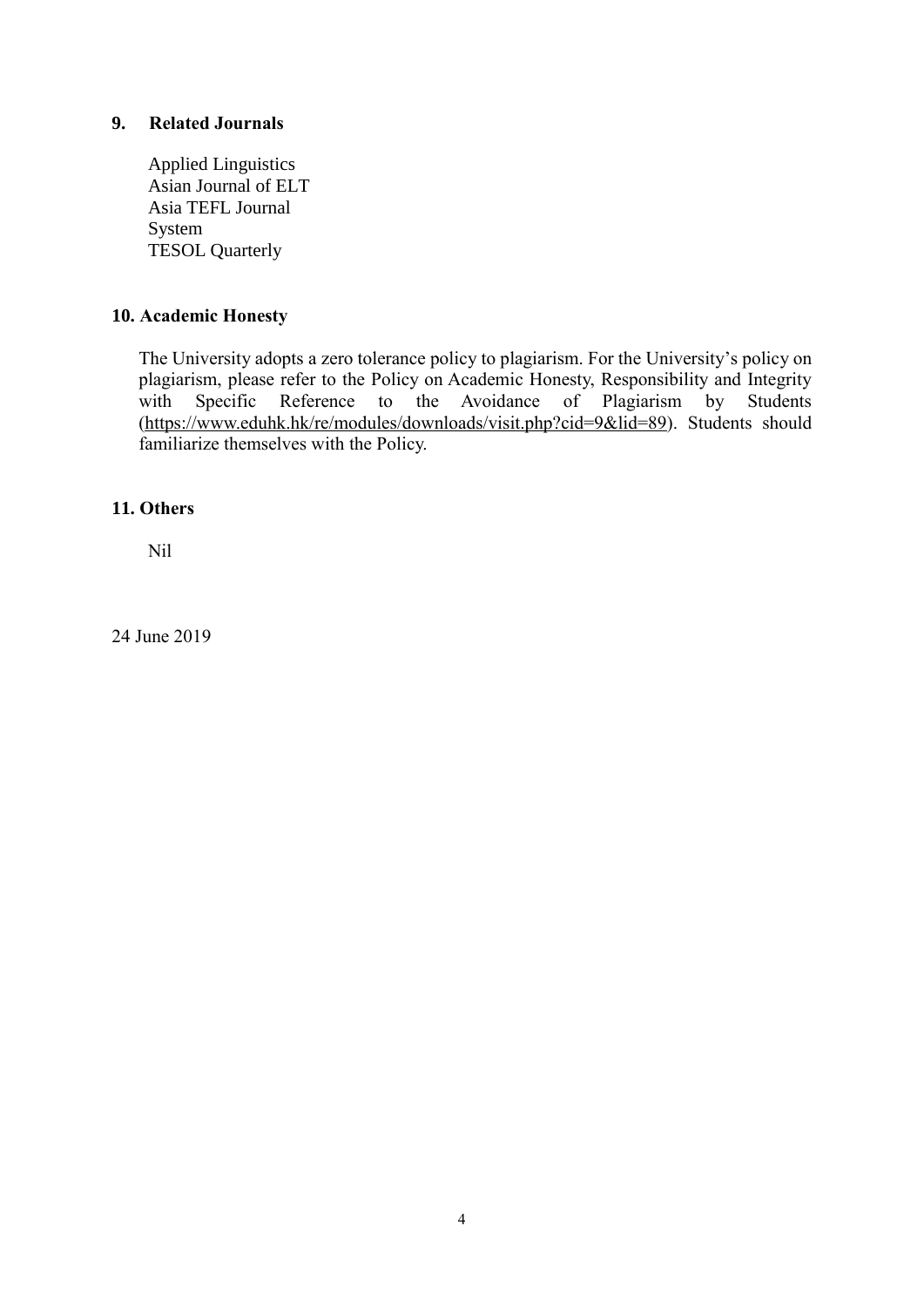## 9. Related Journals

Applied Linguistics  
Asian Journal of ELT  
Asia TEFL Journal  
System  
TESOL Quarterly

## 10. Academic Honesty

The University adopts a zero tolerance policy to plagiarism. For the University's policy on plagiarism, please refer to the Policy on Academic Honesty, Responsibility and Integrity with Specific Reference to the Avoidance of Plagiarism by Students (https://www.eduhk.hk/re/modules/downloads/visit.php?cid=9&lid=89). Students should familiarize themselves with the Policy.

## 11. Others

Nil

24 June 2019